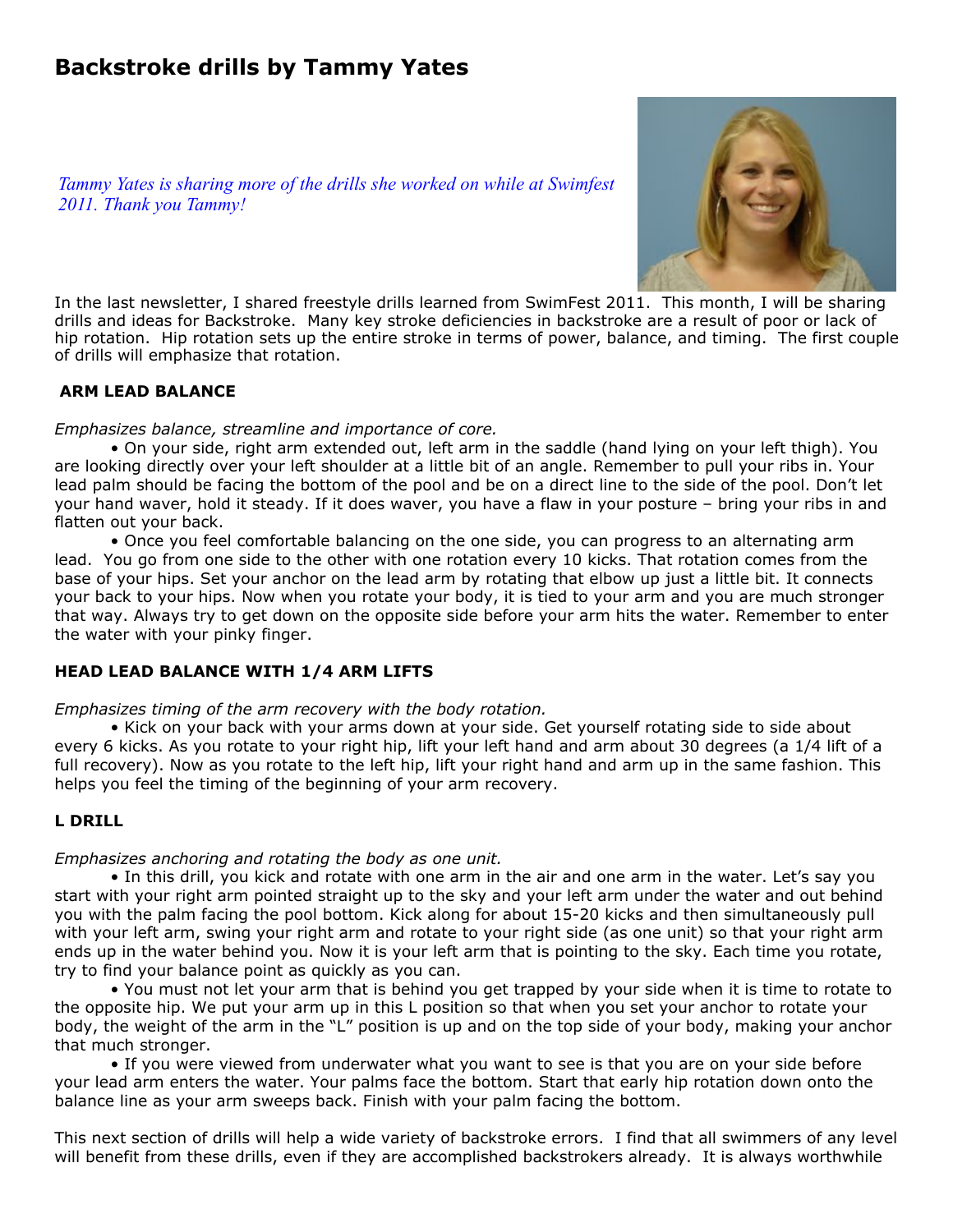# Backstroke drills by Tammy Yates

*Tammy Yates is sharing more of the drills she worked on while at Swimfest 2011. Thank you Tammy!*

In the last newsletter, I shared freestyle drills learned from SwimFest 2011. This month, I will be sharing drills and ideas for Backstroke. Many key stroke deficiencies in backstroke are a result of poor or lack of hip rotation. Hip rotation sets up the entire stroke in terms of power, balance, and timing. The first couple of drills will emphasize that rotation.

### ARM LEAD BALANCE

*Emphasizes balance, streamline and importance of core.*

- On your side, right arm extended out, left arm in the saddle (hand lying on your left thigh). You are looking directly over your left shoulder at a little bit of an angle. Remember to pull your ribs in. Your lead palm should be facing the bottom of the pool and be on a direct line to the side of the pool. Don't let your hand waver, hold it steady. If it does waver, you have a flaw in your posture – bring your ribs in and flatten out your back.
- Once you feel comfortable balancing on the one side, you can progress to an alternating arm lead. You go from one side to the other with one rotation every 10 kicks. That rotation comes from the base of your hips. Set your anchor on the lead arm by rotating that elbow up just a little bit. It connects your back to your hips. Now when you rotate your body, it is tied to your arm and you are much stronger that way. Always try to get down on the opposite side before your arm hits the water. Remember to enter the water with your pinky finger.

### HEAD LEAD BALANCE WITH 1/4 ARM LIFTS

*Emphasizes timing of the arm recovery with the body rotation.*

- Kick on your back with your arms down at your side. Get yourself rotating side to side about every 6 kicks. As you rotate to your right hip, lift your left hand and arm about 30 degrees (a 1/4 lift of a full recovery). Now as you rotate to the left hip, lift your right hand and arm up in the same fashion. This helps you feel the timing of the beginning of your arm recovery.

### L DRILL

*Emphasizes anchoring and rotating the body as one unit.*

- In this drill, you kick and rotate with one arm in the air and one arm in the water. Let's say you start with your right arm pointed straight up to the sky and your left arm under the water and out behind you with the palm facing the pool bottom. Kick along for about 15-20 kicks and then simultaneously pull with your left arm, swing your right arm and rotate to your right side (as one unit) so that your right arm ends up in the water behind you. Now it is your left arm that is pointing to the sky. Each time you rotate, try to find your balance point as quickly as you can.
- You must not let your arm that is behind you get trapped by your side when it is time to rotate to the opposite hip. We put your arm up in this L position so that when you set your anchor to rotate your body, the weight of the arm in the "L" position is up and on the top side of your body, making your anchor that much stronger.
- If you were viewed from underwater what you want to see is that you are on your side before your lead arm enters the water. Your palms face the bottom. Start that early hip rotation down onto the balance line as your arm sweeps back. Finish with your palm facing the bottom.

This next section of drills will help a wide variety of backstroke errors. I find that all swimmers of any level will benefit from these drills, even if they are accomplished backstrokers already. It is always worthwhile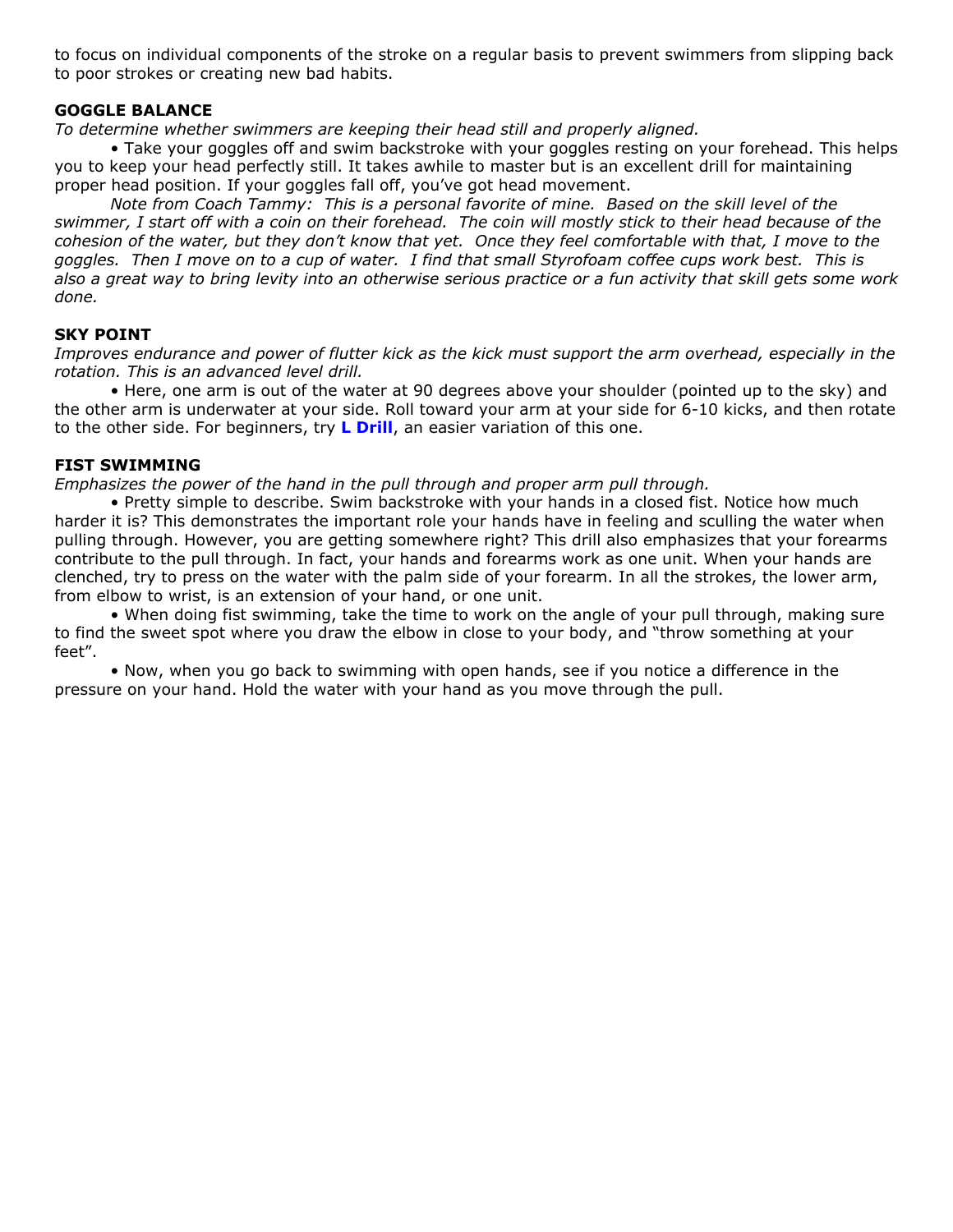to focus on individual components of the stroke on a regular basis to prevent swimmers from slipping back to poor strokes or creating new bad habits.

**GOGGLE BALANCE**

*To determine whether swimmers are keeping their head still and properly aligned.*

• Take your goggles off and swim backstroke with your goggles resting on your forehead. This helps you to keep your head perfectly still. It takes awhile to master but is an excellent drill for maintaining proper head position. If your goggles fall off, you've got head movement.

*Note from Coach Tammy: This is a personal favorite of mine. Based on the skill level of the swimmer, I start off with a coin on their forehead. The coin will mostly stick to their head because of the cohesion of the water, but they don't know that yet. Once they feel comfortable with that, I move to the goggles. Then I move on to a cup of water. I find that small Styrofoam coffee cups work best. This is also a great way to bring levity into an otherwise serious practice or a fun activity that skill gets some work done.*

**SKY POINT**

*Improves endurance and power of flutter kick as the kick must support the arm overhead, especially in the rotation. This is an advanced level drill.*

• Here, one arm is out of the water at 90 degrees above your shoulder (pointed up to the sky) and the other arm is underwater at your side. Roll toward your arm at your side for 6-10 kicks, and then rotate to the other side. For beginners, try **L Drill**, an easier variation of this one.

**FIST SWIMMING**

*Emphasizes the power of the hand in the pull through and proper arm pull through.*

• Pretty simple to describe. Swim backstroke with your hands in a closed fist. Notice how much harder it is? This demonstrates the important role your hands have in feeling and sculling the water when pulling through. However, you are getting somewhere right? This drill also emphasizes that your forearms contribute to the pull through. In fact, your hands and forearms work as one unit. When your hands are clenched, try to press on the water with the palm side of your forearm. In all the strokes, the lower arm, from elbow to wrist, is an extension of your hand, or one unit.

• When doing fist swimming, take the time to work on the angle of your pull through, making sure to find the sweet spot where you draw the elbow in close to your body, and "throw something at your feet".

• Now, when you go back to swimming with open hands, see if you notice a difference in the pressure on your hand. Hold the water with your hand as you move through the pull.